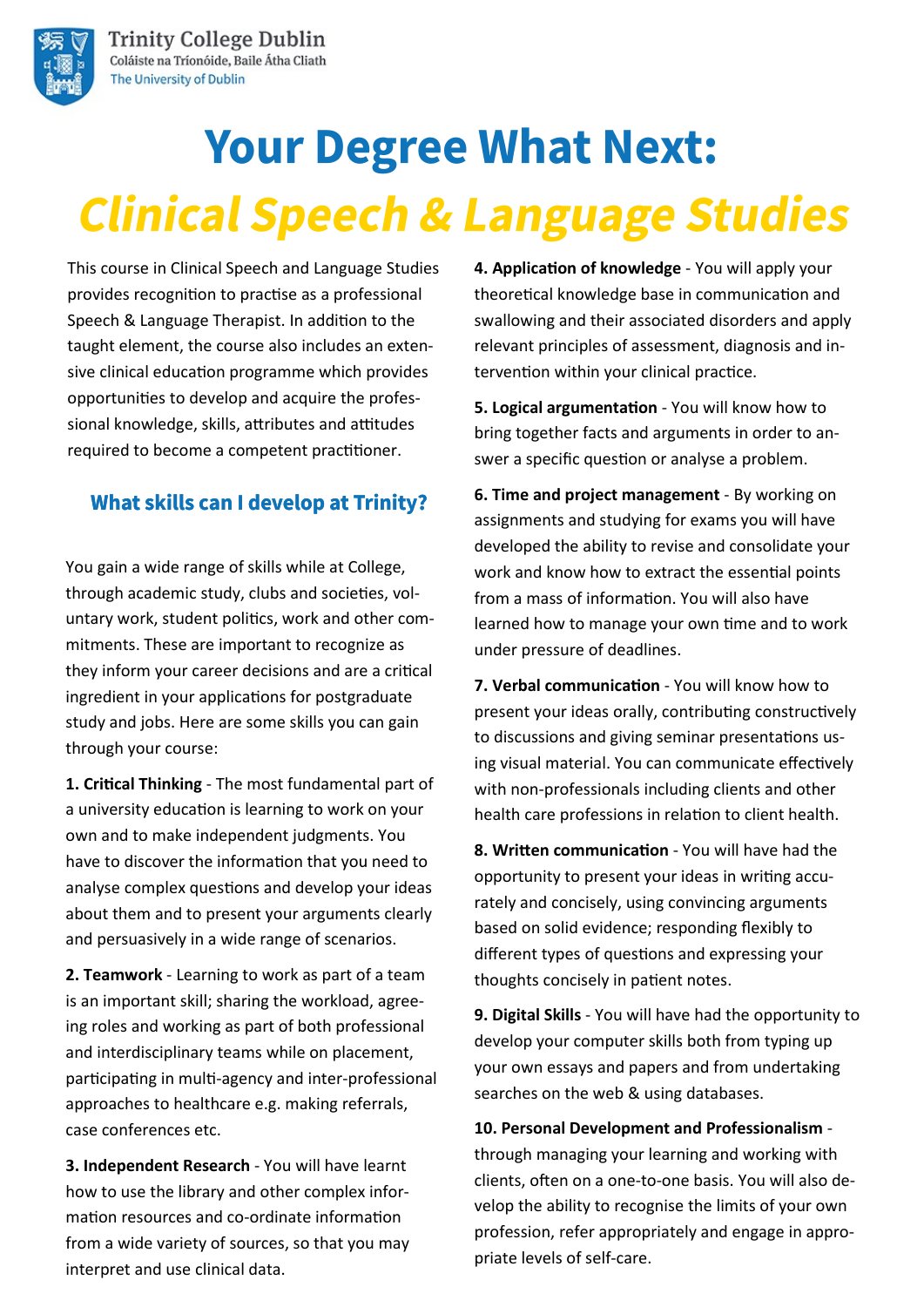Trinity College Dublin
Coláiste na Tríonóide, Baile Átha Cliath
The University of Dublin

# Your Degree What Next:

# *Clinical Speech & Language Studies*

This course in Clinical Speech and Language Studies provides recognition to practise as a professional Speech & Language Therapist. In addition to the taught element, the course also includes an extensive clinical education programme which provides opportunities to develop and acquire the professional knowledge, skills, attributes and attitudes required to become a competent practitioner.

## What skills can I develop at Trinity?

You gain a wide range of skills while at College, through academic study, clubs and societies, voluntary work, student politics, work and other commitments. These are important to recognize as they inform your career decisions and are a critical ingredient in your applications for postgraduate study and jobs. Here are some skills you can gain through your course:

**1. Critical Thinking** - The most fundamental part of a university education is learning to work on your own and to make independent judgments. You have to discover the information that you need to analyse complex questions and develop your ideas about them and to present your arguments clearly and persuasively in a wide range of scenarios.

**2. Teamwork** - Learning to work as part of a team is an important skill; sharing the workload, agreeing roles and working as part of both professional and interdisciplinary teams while on placement, participating in multi-agency and inter-professional approaches to healthcare e.g. making referrals, case conferences etc.

**3. Independent Research** - You will have learnt how to use the library and other complex information resources and co-ordinate information from a wide variety of sources, so that you may interpret and use clinical data.

**4. Application of knowledge** - You will apply your theoretical knowledge base in communication and swallowing and their associated disorders and apply relevant principles of assessment, diagnosis and intervention within your clinical practice.

**5. Logical argumentation** - You will know how to bring together facts and arguments in order to answer a specific question or analyse a problem.

**6. Time and project management** - By working on assignments and studying for exams you will have developed the ability to revise and consolidate your work and know how to extract the essential points from a mass of information. You will also have learned how to manage your own time and to work under pressure of deadlines.

**7. Verbal communication** - You will know how to present your ideas orally, contributing constructively to discussions and giving seminar presentations using visual material. You can communicate effectively with non-professionals including clients and other health care professions in relation to client health.

**8. Written communication** - You will have had the opportunity to present your ideas in writing accurately and concisely, using convincing arguments based on solid evidence; responding flexibly to different types of questions and expressing your thoughts concisely in patient notes.

**9. Digital Skills** - You will have had the opportunity to develop your computer skills both from typing up your own essays and papers and from undertaking searches on the web & using databases.

**10. Personal Development and Professionalism** - through managing your learning and working with clients, often on a one-to-one basis. You will also develop the ability to recognise the limits of your own profession, refer appropriately and engage in appropriate levels of self-care.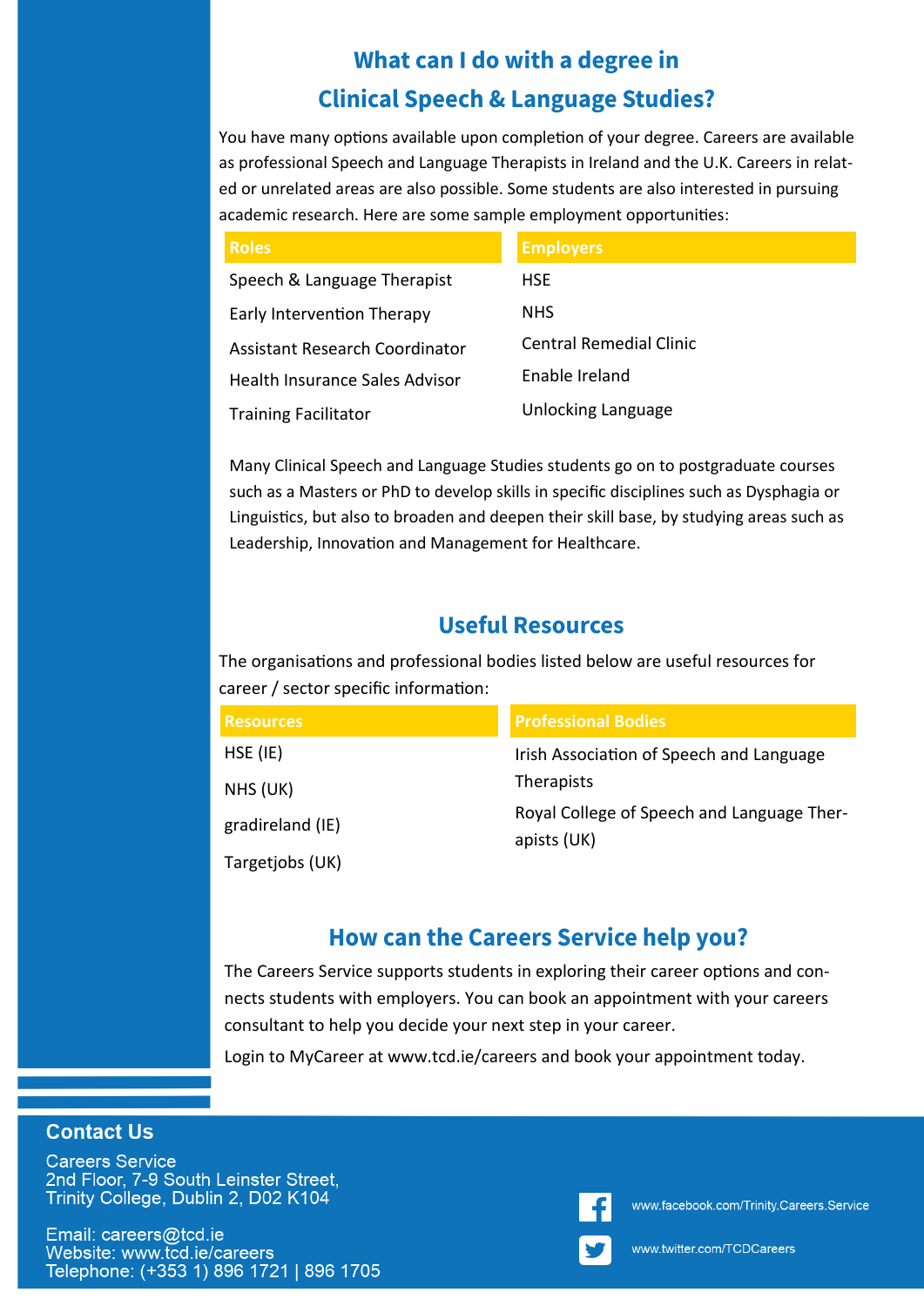## What can I do with a degree in Clinical Speech & Language Studies?

You have many options available upon completion of your degree. Careers are available as professional Speech and Language Therapists in Ireland and the U.K. Careers in related or unrelated areas are also possible. Some students are also interested in pursuing academic research. Here are some sample employment opportunities:

| Roles | Employers |
| --- | --- |
| Speech & Language Therapist | HSE |
| Early Intervention Therapy | NHS |
| Assistant Research Coordinator | Central Remedial Clinic |
| Health Insurance Sales Advisor | Enable Ireland |
| Training Facilitator | Unlocking Language |

Many Clinical Speech and Language Studies students go on to postgraduate courses such as a Masters or PhD to develop skills in specific disciplines such as Dysphagia or Linguistics, but also to broaden and deepen their skill base, by studying areas such as Leadership, Innovation and Management for Healthcare.

## Useful Resources

The organisations and professional bodies listed below are useful resources for career / sector specific information:

| Resources | Professional Bodies |
| --- | --- |
| HSE (IE) | Irish Association of Speech and Language Therapists |
| NHS (UK) | Royal College of Speech and Language Therapists (UK) |
| gradireland (IE) | |
| Targetjobs (UK) | |

## How can the Careers Service help you?

The Careers Service supports students in exploring their career options and connects students with employers. You can book an appointment with your careers consultant to help you decide your next step in your career.

Login to MyCareer at www.tcd.ie/careers and book your appointment today.

### Contact Us

Careers Service
2nd Floor, 7-9 South Leinster Street,
Trinity College, Dublin 2, D02 K104

Email: careers@tcd.ie
Website: www.tcd.ie/careers
Telephone: (+353 1) 896 1721 | 896 1705

www.facebook.com/Trinity.Careers.Service

www.twitter.com/TCDCareers